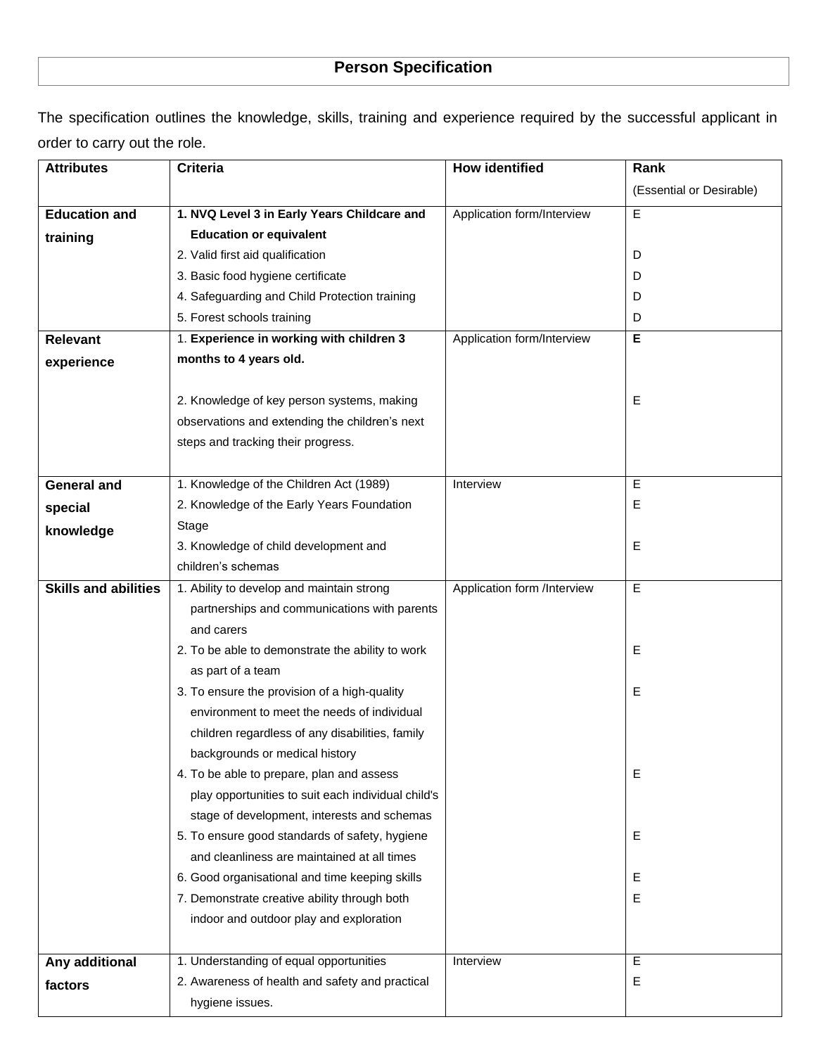# Person Specification

The specification outlines the knowledge, skills, training and experience required by the successful applicant in order to carry out the role.

| Attributes | Criteria | How identified | Rank (Essential or Desirable) |
|---|---|---|---|
| **Education and training** | **1. NVQ Level 3 in Early Years Childcare and Education or equivalent**<br>2. Valid first aid qualification<br>3. Basic food hygiene certificate<br>4. Safeguarding and Child Protection training<br>5. Forest schools training | Application form/Interview | E<br>D<br>D<br>D<br>D |
| **Relevant experience** | 1. **Experience in working with children 3 months to 4 years old.**<br>2. Knowledge of key person systems, making observations and extending the children's next steps and tracking their progress. | Application form/Interview | **E**<br>E |
| **General and special knowledge** | 1. Knowledge of the Children Act (1989)<br>2. Knowledge of the Early Years Foundation Stage<br>3. Knowledge of child development and children's schemas | Interview | E<br>E<br>E |
| **Skills and abilities** | 1. Ability to develop and maintain strong partnerships and communications with parents and carers<br>2. To be able to demonstrate the ability to work as part of a team<br>3. To ensure the provision of a high-quality environment to meet the needs of individual children regardless of any disabilities, family backgrounds or medical history<br>4. To be able to prepare, plan and assess play opportunities to suit each individual child's stage of development, interests and schemas<br>5. To ensure good standards of safety, hygiene and cleanliness are maintained at all times<br>6. Good organisational and time keeping skills<br>7. Demonstrate creative ability through both indoor and outdoor play and exploration | Application form /Interview | E<br>E<br>E<br>E<br>E<br>E<br>E |
| **Any additional factors** | 1. Understanding of equal opportunities<br>2. Awareness of health and safety and practical hygiene issues. | Interview | E<br>E |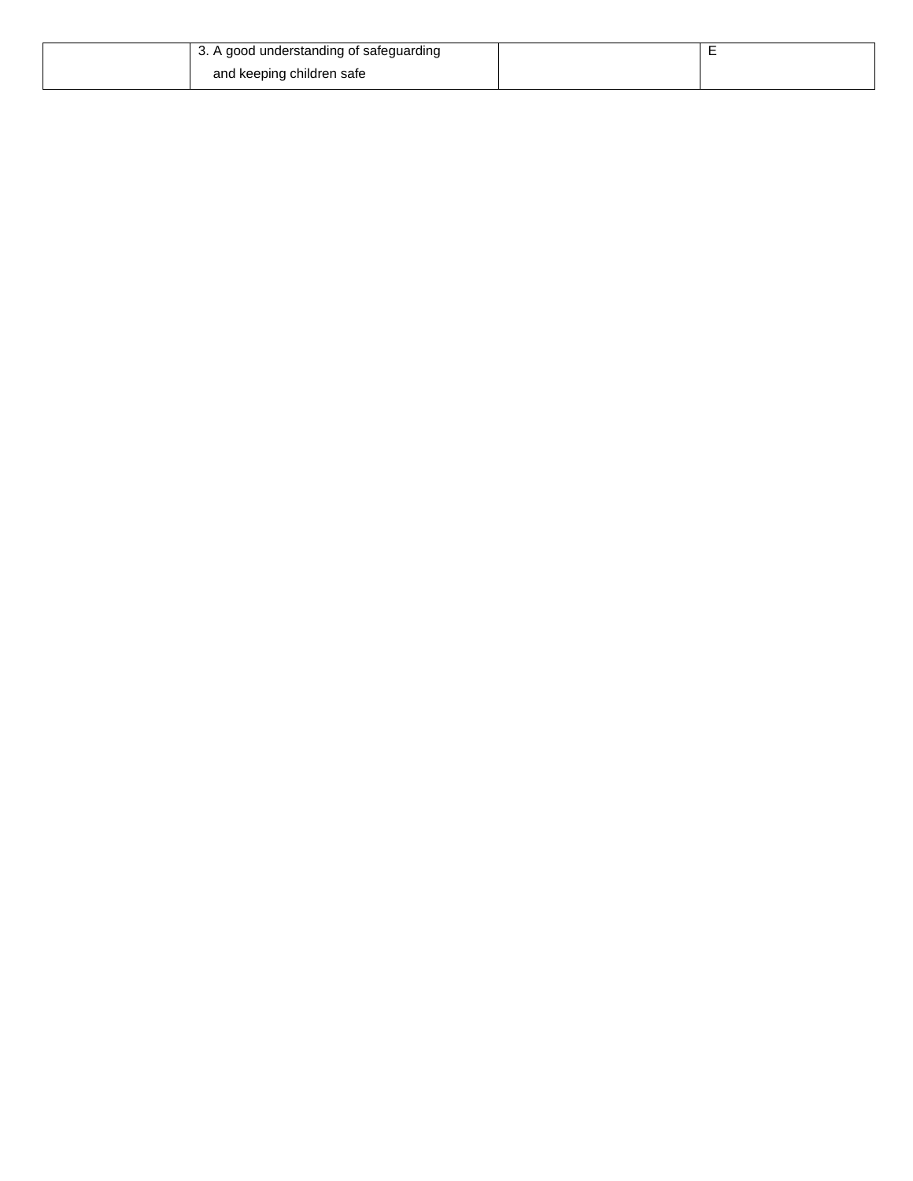| | | | |
|---|---|---|---|
| | 3. A good understanding of safeguarding and keeping children safe | | E |